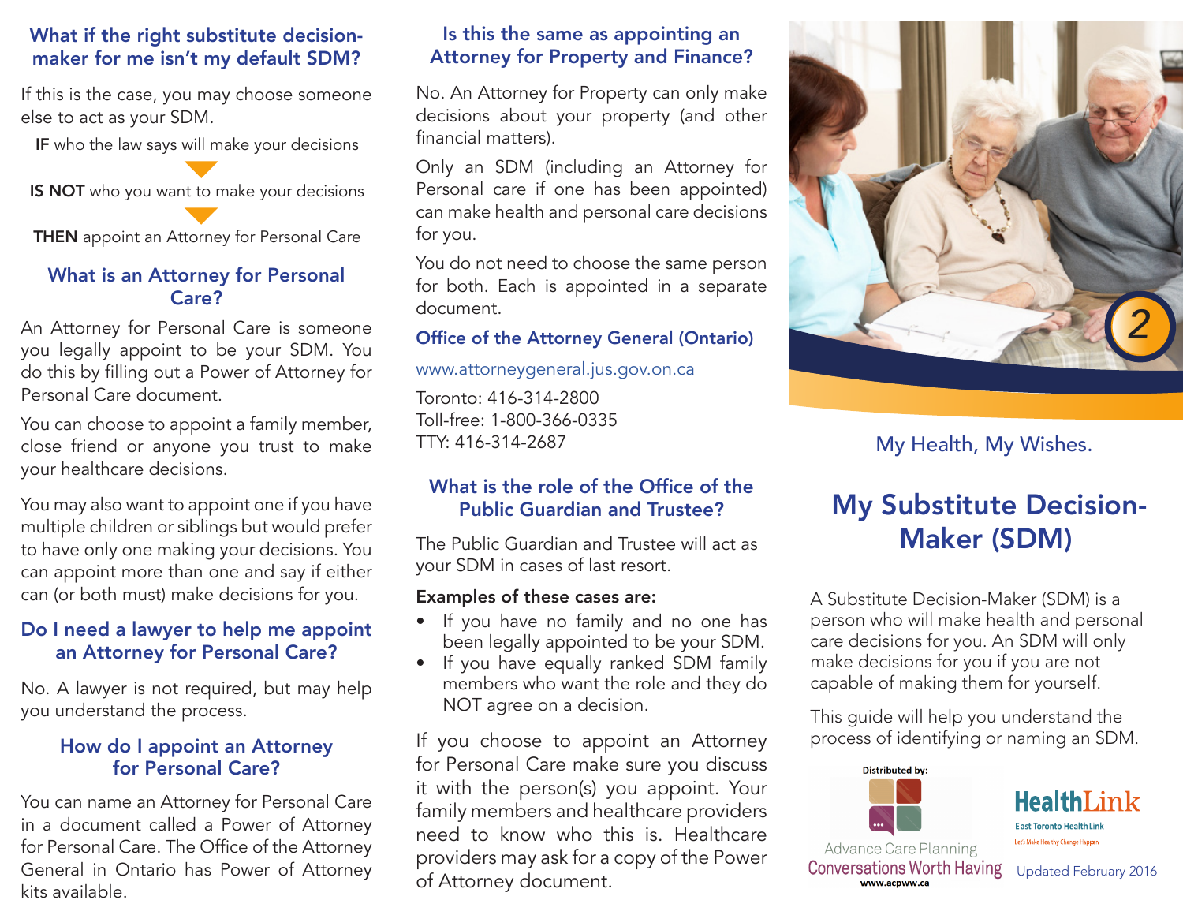## What if the right substitute decision-maker for me isn't my default SDM?

If this is the case, you may choose someone else to act as your SDM.

**IF** who the law says will make your decisions

**IS NOT** who you want to make your decisions

**THEN** appoint an Attorney for Personal Care

## What is an Attorney for Personal Care?

An Attorney for Personal Care is someone you legally appoint to be your SDM. You do this by filling out a Power of Attorney for Personal Care document.

You can choose to appoint a family member, close friend or anyone you trust to make your healthcare decisions.

You may also want to appoint one if you have multiple children or siblings but would prefer to have only one making your decisions. You can appoint more than one and say if either can (or both must) make decisions for you.

## Do I need a lawyer to help me appoint an Attorney for Personal Care?

No. A lawyer is not required, but may help you understand the process.

## How do I appoint an Attorney for Personal Care?

You can name an Attorney for Personal Care in a document called a Power of Attorney for Personal Care. The Office of the Attorney General in Ontario has Power of Attorney kits available.

## Is this the same as appointing an Attorney for Property and Finance?

No. An Attorney for Property can only make decisions about your property (and other financial matters).

Only an SDM (including an Attorney for Personal care if one has been appointed) can make health and personal care decisions for you.

You do not need to choose the same person for both. Each is appointed in a separate document.

### Office of the Attorney General (Ontario)

www.attorneygeneral.jus.gov.on.ca

Toronto: 416-314-2800
Toll-free: 1-800-366-0335
TTY: 416-314-2687

## What is the role of the Office of the Public Guardian and Trustee?

The Public Guardian and Trustee will act as your SDM in cases of last resort.

**Examples of these cases are:**

- If you have no family and no one has been legally appointed to be your SDM.
- If you have equally ranked SDM family members who want the role and they do NOT agree on a decision.

If you choose to appoint an Attorney for Personal Care make sure you discuss it with the person(s) you appoint. Your family members and healthcare providers need to know who this is. Healthcare providers may ask for a copy of the Power of Attorney document.

2

My Health, My Wishes.

# My Substitute Decision-Maker (SDM)

A Substitute Decision-Maker (SDM) is a person who will make health and personal care decisions for you. An SDM will only make decisions for you if you are not capable of making them for yourself.

This guide will help you understand the process of identifying or naming an SDM.

Distributed by:

Advance Care Planning
Conversations Worth Having
www.acpww.ca

HealthLink
East Toronto Health Link
Let's Make Healthy Change Happen

Updated February 2016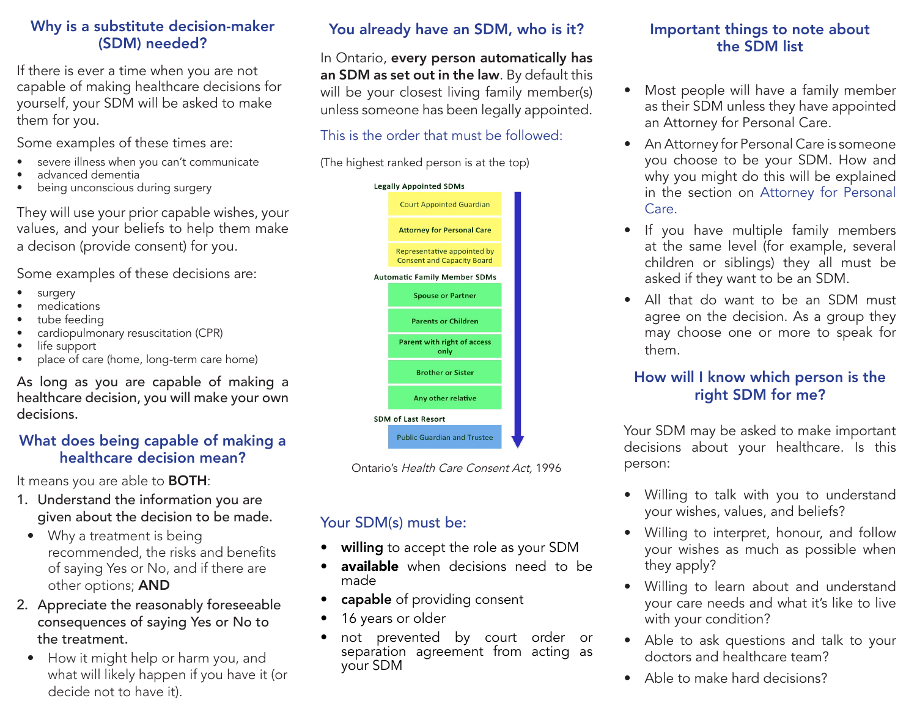## Why is a substitute decision-maker (SDM) needed?

If there is ever a time when you are not capable of making healthcare decisions for yourself, your SDM will be asked to make them for you.

Some examples of these times are:

- severe illness when you can't communicate
- advanced dementia
- being unconscious during surgery

They will use your prior capable wishes, your values, and your beliefs to help them make a decison (provide consent) for you.

Some examples of these decisions are:

- surgery
- medications
- tube feeding
- cardiopulmonary resuscitation (CPR)
- life support
- place of care (home, long-term care home)

As long as you are capable of making a healthcare decision, you will make your own decisions.

## What does being capable of making a healthcare decision mean?

It means you are able to **BOTH**:

1. Understand the information you are given about the decision to be made.
   - Why a treatment is being recommended, the risks and benefits of saying Yes or No, and if there are other options; **AND**
2. Appreciate the reasonably foreseeable consequences of saying Yes or No to the treatment.
   - How it might help or harm you, and what will likely happen if you have it (or decide not to have it).

## You already have an SDM, who is it?

In Ontario, **every person automatically has an SDM as set out in the law**. By default this will be your closest living family member(s) unless someone has been legally appointed.

This is the order that must be followed:

(The highest ranked person is at the top)

Legally Appointed SDMs

Court Appointed Guardian

Attorney for Personal Care

Representative appointed by Consent and Capacity Board

Automatic Family Member SDMs

Spouse or Partner

Parents or Children

Parent with right of access only

Brother or Sister

Any other relative

SDM of Last Resort

Public Guardian and Trustee

Ontario's *Health Care Consent Act,* 1996

## Your SDM(s) must be:

- **willing** to accept the role as your SDM
- **available** when decisions need to be made
- **capable** of providing consent
- 16 years or older
- not prevented by court order or separation agreement from acting as your SDM

## Important things to note about the SDM list

- Most people will have a family member as their SDM unless they have appointed an Attorney for Personal Care.
- An Attorney for Personal Care is someone you choose to be your SDM. How and why you might do this will be explained in the section on Attorney for Personal Care.
- If you have multiple family members at the same level (for example, several children or siblings) they all must be asked if they want to be an SDM.
- All that do want to be an SDM must agree on the decision. As a group they may choose one or more to speak for them.

## How will I know which person is the right SDM for me?

Your SDM may be asked to make important decisions about your healthcare. Is this person:

- Willing to talk with you to understand your wishes, values, and beliefs?
- Willing to interpret, honour, and follow your wishes as much as possible when they apply?
- Willing to learn about and understand your care needs and what it's like to live with your condition?
- Able to ask questions and talk to your doctors and healthcare team?
- Able to make hard decisions?